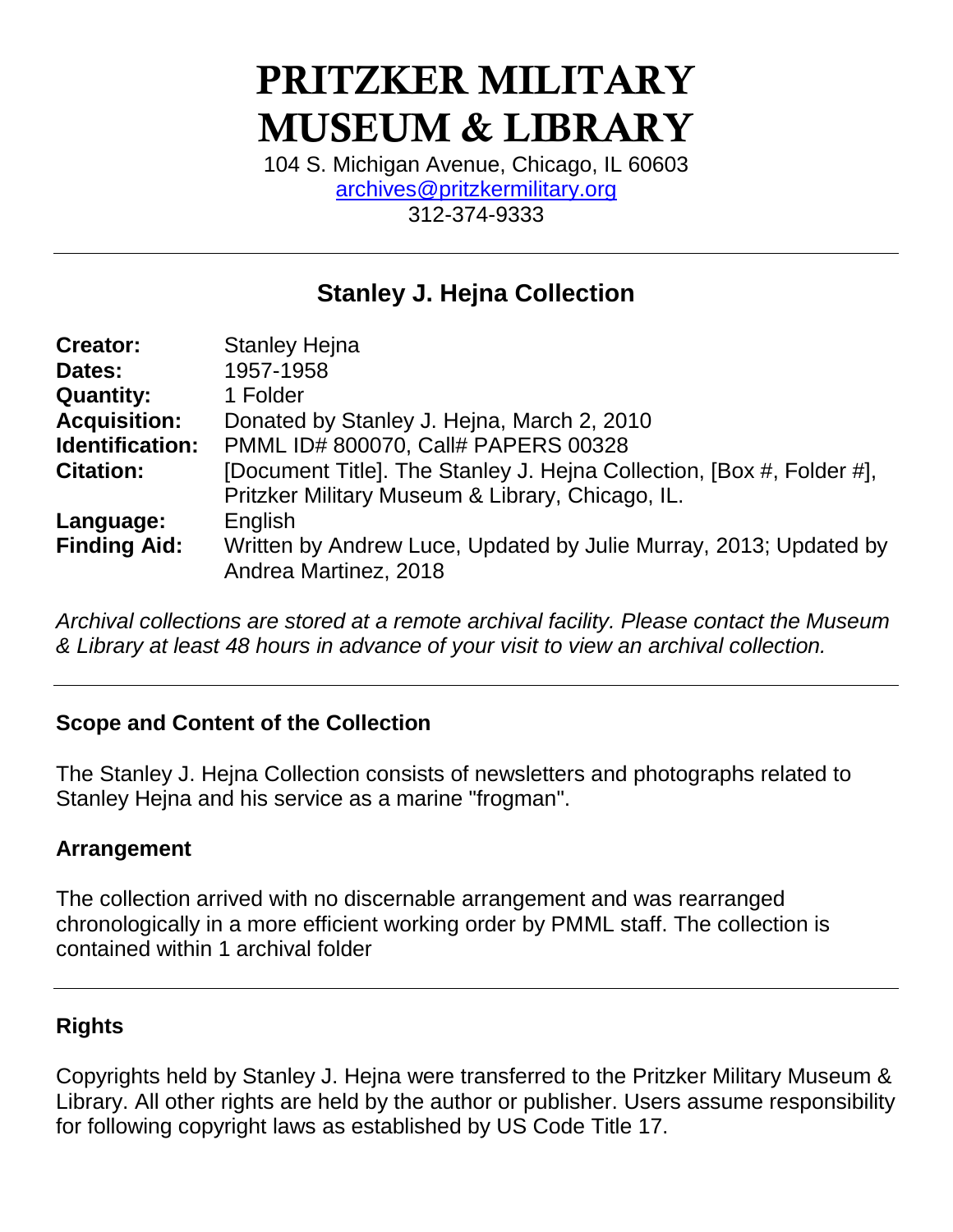# PRITZKER MILITARY MUSEUM & LIBRARY

104 S. Michigan Avenue, Chicago, IL 60603
archives@pritzkermilitary.org
312-374-9333

## Stanley J. Hejna Collection

| | |
|---|---|
| **Creator:** | Stanley Hejna |
| **Dates:** | 1957-1958 |
| **Quantity:** | 1 Folder |
| **Acquisition:** | Donated by Stanley J. Hejna, March 2, 2010 |
| **Identification:** | PMML ID# 800070, Call# PAPERS 00328 |
| **Citation:** | [Document Title]. The Stanley J. Hejna Collection, [Box #, Folder #], Pritzker Military Museum & Library, Chicago, IL. |
| **Language:** | English |
| **Finding Aid:** | Written by Andrew Luce, Updated by Julie Murray, 2013; Updated by Andrea Martinez, 2018 |

*Archival collections are stored at a remote archival facility. Please contact the Museum & Library at least 48 hours in advance of your visit to view an archival collection.*

### Scope and Content of the Collection

The Stanley J. Hejna Collection consists of newsletters and photographs related to Stanley Hejna and his service as a marine "frogman".

### Arrangement

The collection arrived with no discernable arrangement and was rearranged chronologically in a more efficient working order by PMML staff. The collection is contained within 1 archival folder

### Rights

Copyrights held by Stanley J. Hejna were transferred to the Pritzker Military Museum & Library. All other rights are held by the author or publisher. Users assume responsibility for following copyright laws as established by US Code Title 17.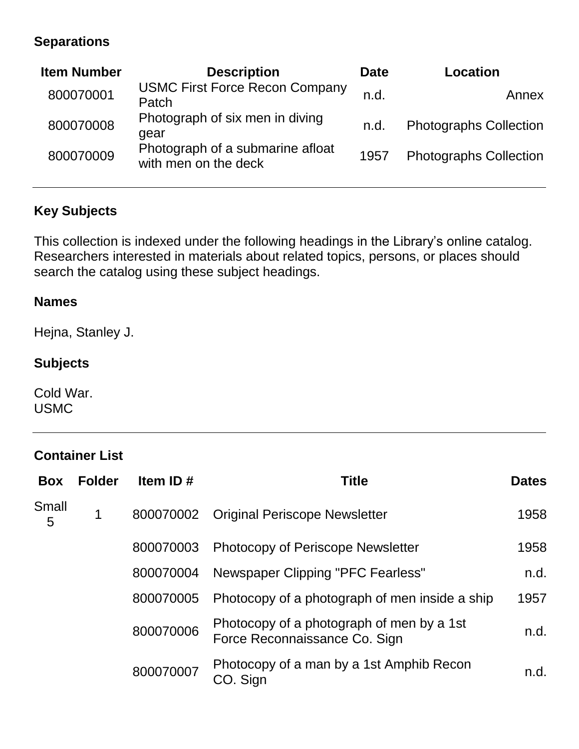## Separations

| Item Number | Description | Date | Location |
|---|---|---|---|
| 800070001 | USMC First Force Recon Company Patch | n.d. | Annex |
| 800070008 | Photograph of six men in diving gear | n.d. | Photographs Collection |
| 800070009 | Photograph of a submarine afloat with men on the deck | 1957 | Photographs Collection |

---

## Key Subjects

This collection is indexed under the following headings in the Library's online catalog. Researchers interested in materials about related topics, persons, or places should search the catalog using these subject headings.

### Names

Hejna, Stanley J.

### Subjects

Cold War.
USMC

---

## Container List

| Box | Folder | Item ID # | Title | Dates |
|---|---|---|---|---|
| Small 5 | 1 | 800070002 | Original Periscope Newsletter | 1958 |
| | | 800070003 | Photocopy of Periscope Newsletter | 1958 |
| | | 800070004 | Newspaper Clipping "PFC Fearless" | n.d. |
| | | 800070005 | Photocopy of a photograph of men inside a ship | 1957 |
| | | 800070006 | Photocopy of a photograph of men by a 1st Force Reconnaissance Co. Sign | n.d. |
| | | 800070007 | Photocopy of a man by a 1st Amphib Recon CO. Sign | n.d. |